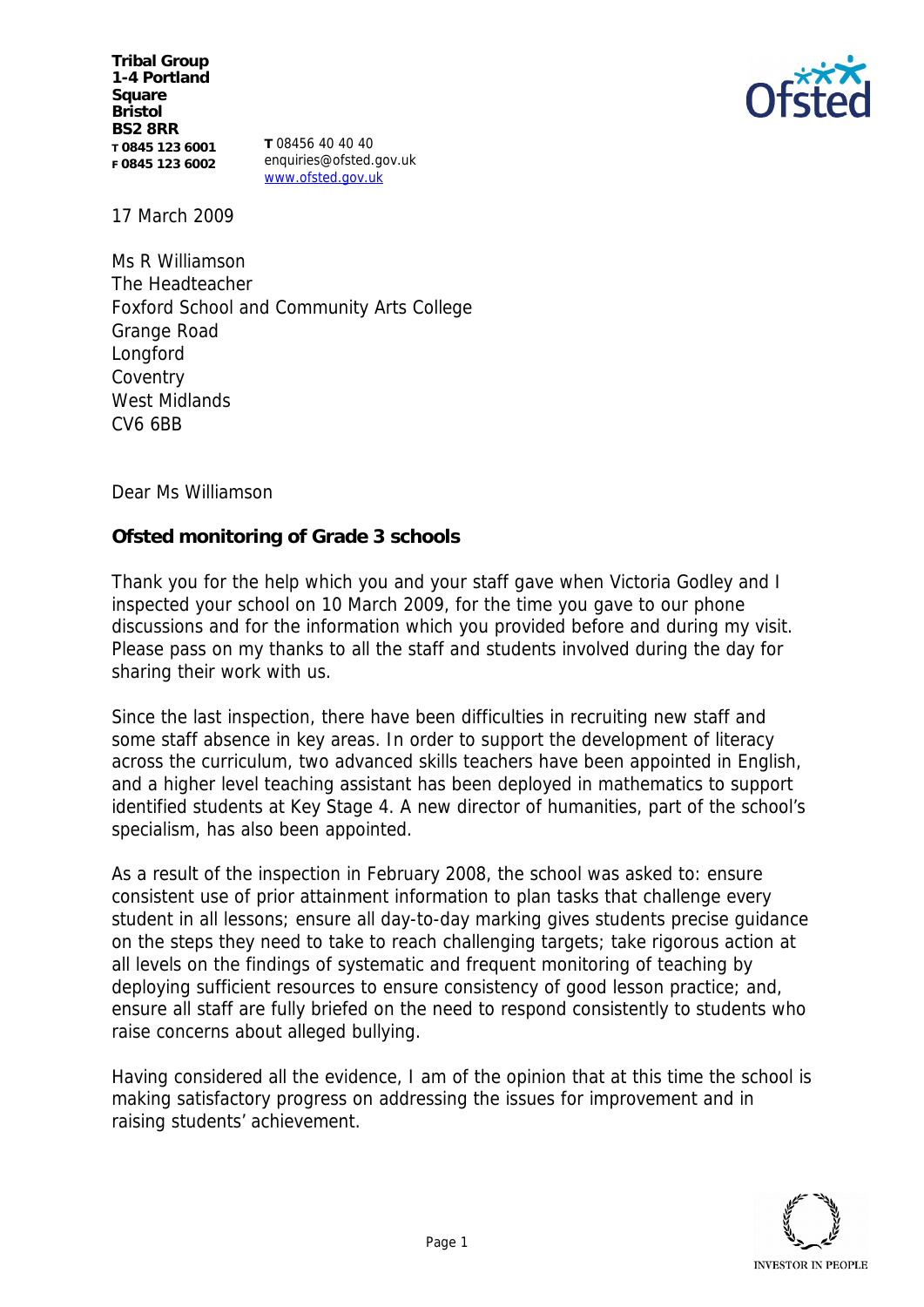**Tribal Group**
**1-4 Portland Square**
**Bristol**
**BS2 8RR**
**T 0845 123 6001**
**F 0845 123 6002**

**T** 08456 40 40 40
enquiries@ofsted.gov.uk
www.ofsted.gov.uk

17 March 2009

Ms R Williamson
The Headteacher
Foxford School and Community Arts College
Grange Road
Longford
Coventry
West Midlands
CV6 6BB

Dear Ms Williamson

**Ofsted monitoring of Grade 3 schools**

Thank you for the help which you and your staff gave when Victoria Godley and I inspected your school on 10 March 2009, for the time you gave to our phone discussions and for the information which you provided before and during my visit. Please pass on my thanks to all the staff and students involved during the day for sharing their work with us.

Since the last inspection, there have been difficulties in recruiting new staff and some staff absence in key areas. In order to support the development of literacy across the curriculum, two advanced skills teachers have been appointed in English, and a higher level teaching assistant has been deployed in mathematics to support identified students at Key Stage 4. A new director of humanities, part of the school's specialism, has also been appointed.

As a result of the inspection in February 2008, the school was asked to: ensure consistent use of prior attainment information to plan tasks that challenge every student in all lessons; ensure all day-to-day marking gives students precise guidance on the steps they need to take to reach challenging targets; take rigorous action at all levels on the findings of systematic and frequent monitoring of teaching by deploying sufficient resources to ensure consistency of good lesson practice; and, ensure all staff are fully briefed on the need to respond consistently to students who raise concerns about alleged bullying.

Having considered all the evidence, I am of the opinion that at this time the school is making satisfactory progress on addressing the issues for improvement and in raising students' achievement.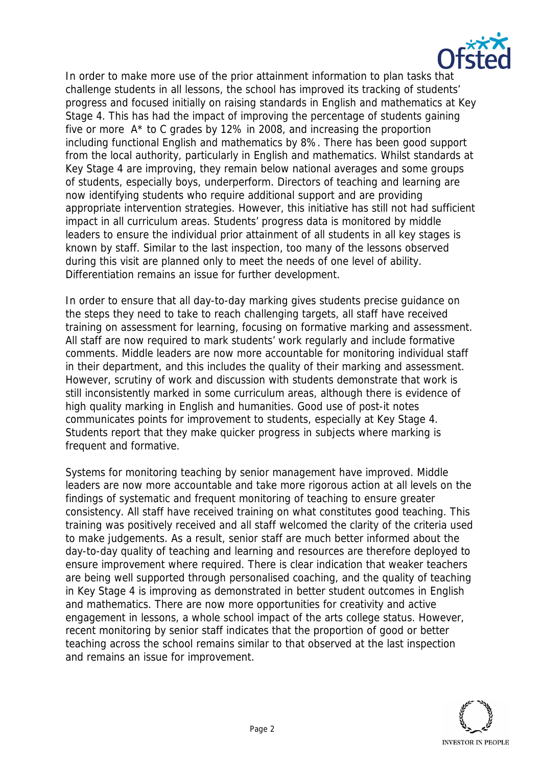In order to make more use of the prior attainment information to plan tasks that challenge students in all lessons, the school has improved its tracking of students' progress and focused initially on raising standards in English and mathematics at Key Stage 4. This has had the impact of improving the percentage of students gaining five or more A* to C grades by 12% in 2008, and increasing the proportion including functional English and mathematics by 8%. There has been good support from the local authority, particularly in English and mathematics. Whilst standards at Key Stage 4 are improving, they remain below national averages and some groups of students, especially boys, underperform. Directors of teaching and learning are now identifying students who require additional support and are providing appropriate intervention strategies. However, this initiative has still not had sufficient impact in all curriculum areas. Students' progress data is monitored by middle leaders to ensure the individual prior attainment of all students in all key stages is known by staff. Similar to the last inspection, too many of the lessons observed during this visit are planned only to meet the needs of one level of ability. Differentiation remains an issue for further development.

In order to ensure that all day-to-day marking gives students precise guidance on the steps they need to take to reach challenging targets, all staff have received training on assessment for learning, focusing on formative marking and assessment. All staff are now required to mark students' work regularly and include formative comments. Middle leaders are now more accountable for monitoring individual staff in their department, and this includes the quality of their marking and assessment. However, scrutiny of work and discussion with students demonstrate that work is still inconsistently marked in some curriculum areas, although there is evidence of high quality marking in English and humanities. Good use of post-it notes communicates points for improvement to students, especially at Key Stage 4. Students report that they make quicker progress in subjects where marking is frequent and formative.

Systems for monitoring teaching by senior management have improved. Middle leaders are now more accountable and take more rigorous action at all levels on the findings of systematic and frequent monitoring of teaching to ensure greater consistency. All staff have received training on what constitutes good teaching. This training was positively received and all staff welcomed the clarity of the criteria used to make judgements. As a result, senior staff are much better informed about the day-to-day quality of teaching and learning and resources are therefore deployed to ensure improvement where required. There is clear indication that weaker teachers are being well supported through personalised coaching, and the quality of teaching in Key Stage 4 is improving as demonstrated in better student outcomes in English and mathematics. There are now more opportunities for creativity and active engagement in lessons, a whole school impact of the arts college status. However, recent monitoring by senior staff indicates that the proportion of good or better teaching across the school remains similar to that observed at the last inspection and remains an issue for improvement.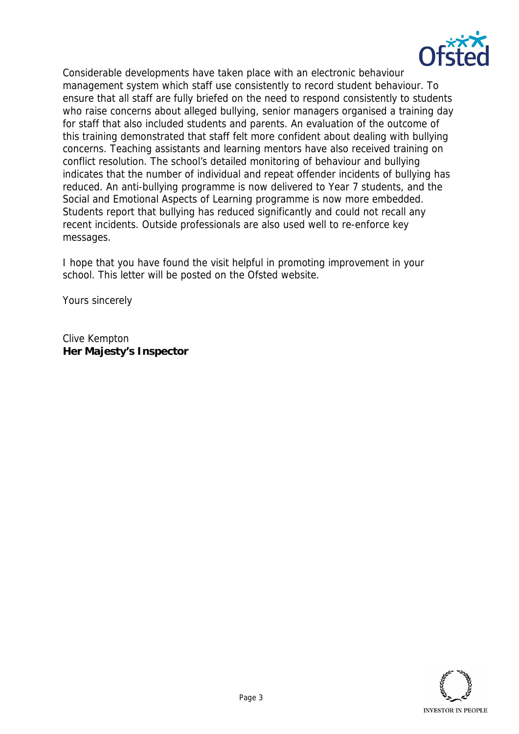Considerable developments have taken place with an electronic behaviour management system which staff use consistently to record student behaviour. To ensure that all staff are fully briefed on the need to respond consistently to students who raise concerns about alleged bullying, senior managers organised a training day for staff that also included students and parents. An evaluation of the outcome of this training demonstrated that staff felt more confident about dealing with bullying concerns. Teaching assistants and learning mentors have also received training on conflict resolution. The school's detailed monitoring of behaviour and bullying indicates that the number of individual and repeat offender incidents of bullying has reduced. An anti-bullying programme is now delivered to Year 7 students, and the Social and Emotional Aspects of Learning programme is now more embedded. Students report that bullying has reduced significantly and could not recall any recent incidents. Outside professionals are also used well to re-enforce key messages.

I hope that you have found the visit helpful in promoting improvement in your school. This letter will be posted on the Ofsted website.

Yours sincerely

Clive Kempton
**Her Majesty's Inspector**